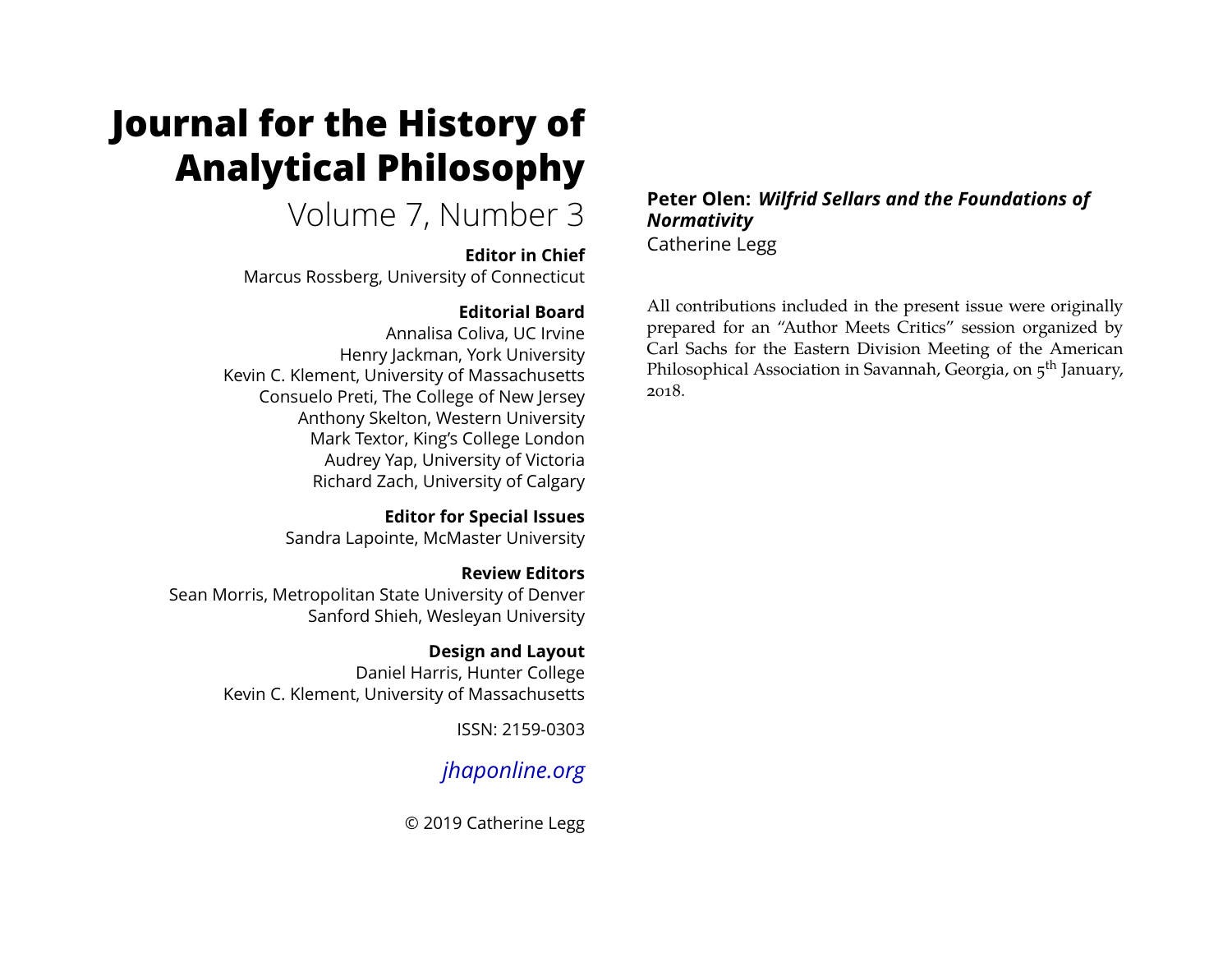# Journal for the History of Analytical Philosophy

Volume 7, Number 3

**Editor in Chief**
Marcus Rossberg, University of Connecticut

**Editorial Board**
Annalisa Coliva, UC Irvine
Henry Jackman, York University
Kevin C. Klement, University of Massachusetts
Consuelo Preti, The College of New Jersey
Anthony Skelton, Western University
Mark Textor, King's College London
Audrey Yap, University of Victoria
Richard Zach, University of Calgary

**Editor for Special Issues**
Sandra Lapointe, McMaster University

**Review Editors**
Sean Morris, Metropolitan State University of Denver
Sanford Shieh, Wesleyan University

**Design and Layout**
Daniel Harris, Hunter College
Kevin C. Klement, University of Massachusetts

ISSN: 2159-0303

*jhaponline.org*

© 2019 Catherine Legg

## Peter Olen: *Wilfrid Sellars and the Foundations of Normativity*

Catherine Legg

All contributions included in the present issue were originally prepared for an "Author Meets Critics" session organized by Carl Sachs for the Eastern Division Meeting of the American Philosophical Association in Savannah, Georgia, on 5th January, 2018.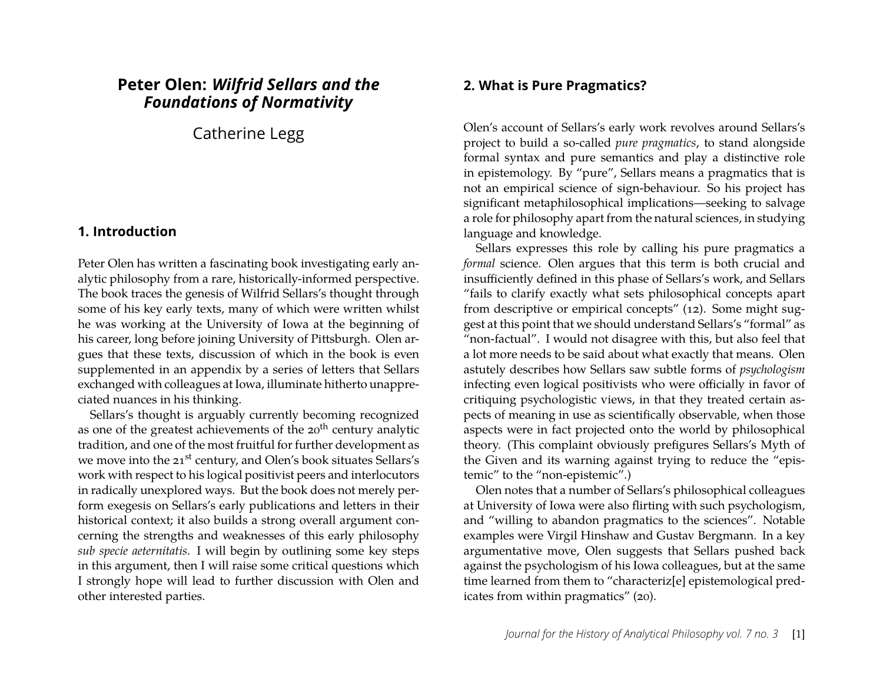# Peter Olen: *Wilfrid Sellars and the Foundations of Normativity*

Catherine Legg

## 1. Introduction

Peter Olen has written a fascinating book investigating early analytic philosophy from a rare, historically-informed perspective. The book traces the genesis of Wilfrid Sellars's thought through some of his key early texts, many of which were written whilst he was working at the University of Iowa at the beginning of his career, long before joining University of Pittsburgh. Olen argues that these texts, discussion of which in the book is even supplemented in an appendix by a series of letters that Sellars exchanged with colleagues at Iowa, illuminate hitherto unappreciated nuances in his thinking.

Sellars's thought is arguably currently becoming recognized as one of the greatest achievements of the 20th century analytic tradition, and one of the most fruitful for further development as we move into the 21st century, and Olen's book situates Sellars's work with respect to his logical positivist peers and interlocutors in radically unexplored ways. But the book does not merely perform exegesis on Sellars's early publications and letters in their historical context; it also builds a strong overall argument concerning the strengths and weaknesses of this early philosophy *sub specie aeternitatis*. I will begin by outlining some key steps in this argument, then I will raise some critical questions which I strongly hope will lead to further discussion with Olen and other interested parties.

## 2. What is Pure Pragmatics?

Olen's account of Sellars's early work revolves around Sellars's project to build a so-called *pure pragmatics*, to stand alongside formal syntax and pure semantics and play a distinctive role in epistemology. By "pure", Sellars means a pragmatics that is not an empirical science of sign-behaviour. So his project has significant metaphilosophical implications—seeking to salvage a role for philosophy apart from the natural sciences, in studying language and knowledge.

Sellars expresses this role by calling his pure pragmatics a *formal* science. Olen argues that this term is both crucial and insufficiently defined in this phase of Sellars's work, and Sellars "fails to clarify exactly what sets philosophical concepts apart from descriptive or empirical concepts" (12). Some might suggest at this point that we should understand Sellars's "formal" as "non-factual". I would not disagree with this, but also feel that a lot more needs to be said about what exactly that means. Olen astutely describes how Sellars saw subtle forms of *psychologism* infecting even logical positivists who were officially in favor of critiquing psychologistic views, in that they treated certain aspects of meaning in use as scientifically observable, when those aspects were in fact projected onto the world by philosophical theory. (This complaint obviously prefigures Sellars's Myth of the Given and its warning against trying to reduce the "epistemic" to the "non-epistemic".)

Olen notes that a number of Sellars's philosophical colleagues at University of Iowa were also flirting with such psychologism, and "willing to abandon pragmatics to the sciences". Notable examples were Virgil Hinshaw and Gustav Bergmann. In a key argumentative move, Olen suggests that Sellars pushed back against the psychologism of his Iowa colleagues, but at the same time learned from them to "characteriz[e] epistemological predicates from within pragmatics" (20).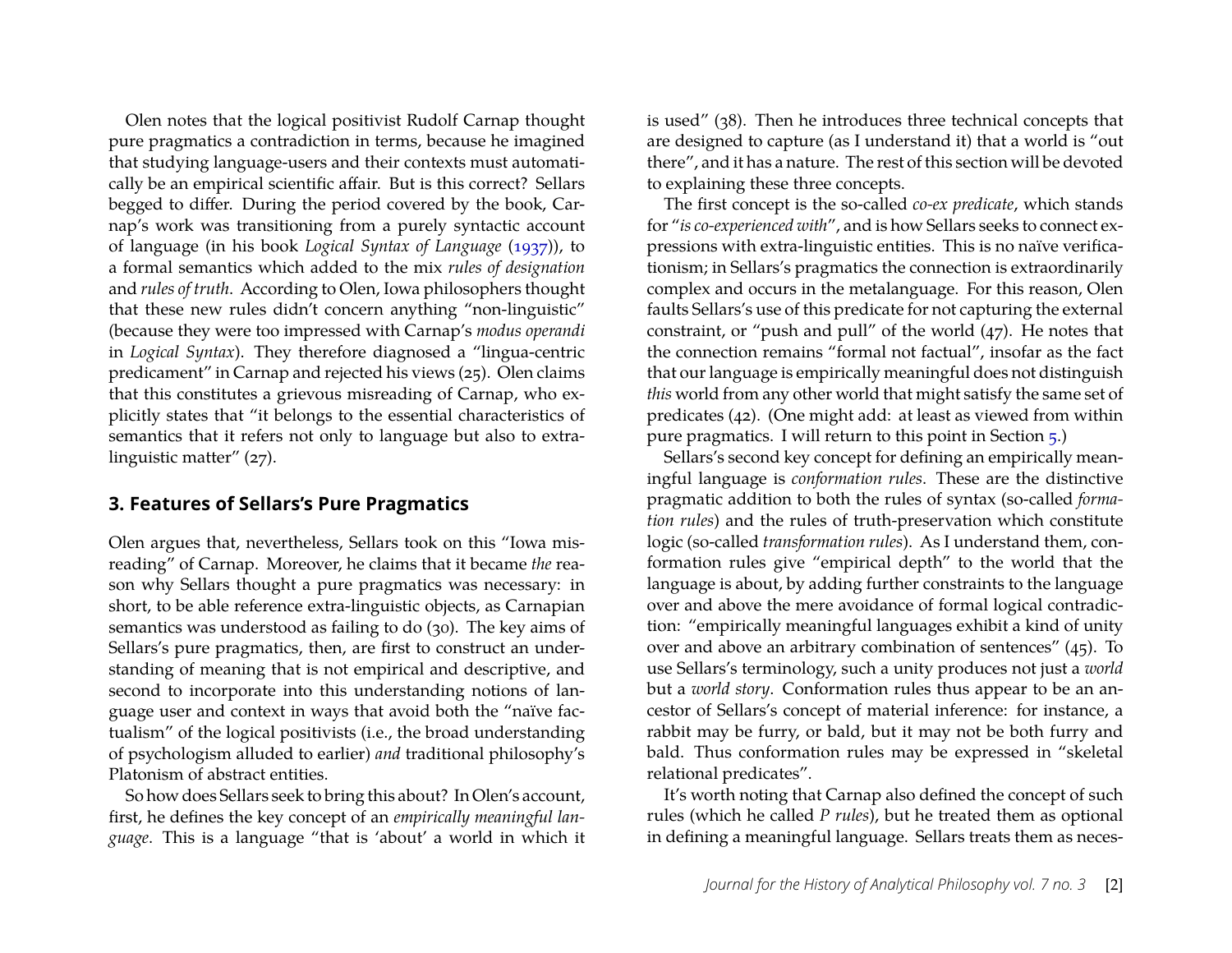Olen notes that the logical positivist Rudolf Carnap thought pure pragmatics a contradiction in terms, because he imagined that studying language-users and their contexts must automatically be an empirical scientific affair. But is this correct? Sellars begged to differ. During the period covered by the book, Carnap's work was transitioning from a purely syntactic account of language (in his book *Logical Syntax of Language* (1937)), to a formal semantics which added to the mix *rules of designation* and *rules of truth*. According to Olen, Iowa philosophers thought that these new rules didn't concern anything "non-linguistic" (because they were too impressed with Carnap's *modus operandi* in *Logical Syntax*). They therefore diagnosed a "lingua-centric predicament" in Carnap and rejected his views (25). Olen claims that this constitutes a grievous misreading of Carnap, who explicitly states that "it belongs to the essential characteristics of semantics that it refers not only to language but also to extra-linguistic matter" (27).

## 3. Features of Sellars's Pure Pragmatics

Olen argues that, nevertheless, Sellars took on this "Iowa misreading" of Carnap. Moreover, he claims that it became *the* reason why Sellars thought a pure pragmatics was necessary: in short, to be able reference extra-linguistic objects, as Carnapian semantics was understood as failing to do (30). The key aims of Sellars's pure pragmatics, then, are first to construct an understanding of meaning that is not empirical and descriptive, and second to incorporate into this understanding notions of language user and context in ways that avoid both the "naïve factualism" of the logical positivists (i.e., the broad understanding of psychologism alluded to earlier) *and* traditional philosophy's Platonism of abstract entities.

So how does Sellars seek to bring this about? In Olen's account, first, he defines the key concept of an *empirically meaningful language*. This is a language "that is 'about' a world in which it is used" (38). Then he introduces three technical concepts that are designed to capture (as I understand it) that a world is "out there", and it has a nature. The rest of this section will be devoted to explaining these three concepts.

The first concept is the so-called *co-ex predicate*, which stands for "*is co-experienced with*", and is how Sellars seeks to connect expressions with extra-linguistic entities. This is no naïve verificationism; in Sellars's pragmatics the connection is extraordinarily complex and occurs in the metalanguage. For this reason, Olen faults Sellars's use of this predicate for not capturing the external constraint, or "push and pull" of the world (47). He notes that the connection remains "formal not factual", insofar as the fact that our language is empirically meaningful does not distinguish *this* world from any other world that might satisfy the same set of predicates (42). (One might add: at least as viewed from within pure pragmatics. I will return to this point in Section 5.)

Sellars's second key concept for defining an empirically meaningful language is *conformation rules*. These are the distinctive pragmatic addition to both the rules of syntax (so-called *formation rules*) and the rules of truth-preservation which constitute logic (so-called *transformation rules*). As I understand them, conformation rules give "empirical depth" to the world that the language is about, by adding further constraints to the language over and above the mere avoidance of formal logical contradiction: "empirically meaningful languages exhibit a kind of unity over and above an arbitrary combination of sentences" (45). To use Sellars's terminology, such a unity produces not just a *world* but a *world story*. Conformation rules thus appear to be an ancestor of Sellars's concept of material inference: for instance, a rabbit may be furry, or bald, but it may not be both furry and bald. Thus conformation rules may be expressed in "skeletal relational predicates".

It's worth noting that Carnap also defined the concept of such rules (which he called *P rules*), but he treated them as optional in defining a meaningful language. Sellars treats them as neces-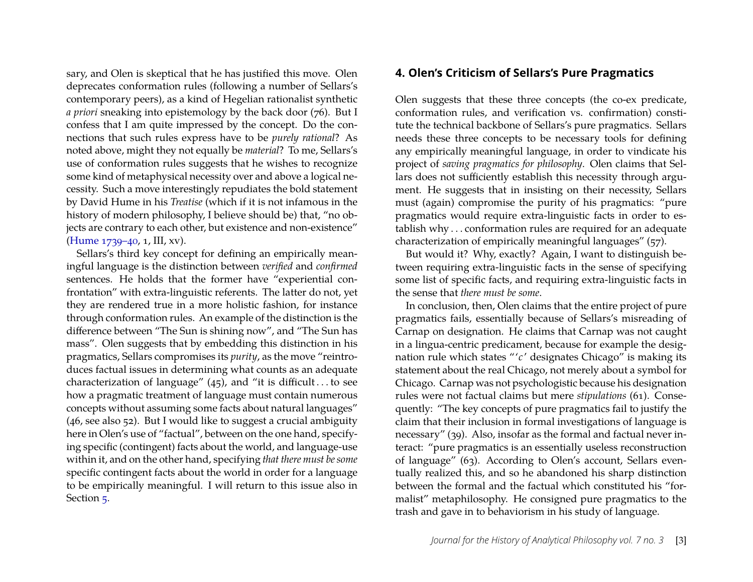sary, and Olen is skeptical that he has justified this move. Olen deprecates conformation rules (following a number of Sellars's contemporary peers), as a kind of Hegelian rationalist synthetic *a priori* sneaking into epistemology by the back door (76). But I confess that I am quite impressed by the concept. Do the connections that such rules express have to be *purely rational*? As noted above, might they not equally be *material*? To me, Sellars's use of conformation rules suggests that he wishes to recognize some kind of metaphysical necessity over and above a logical necessity. Such a move interestingly repudiates the bold statement by David Hume in his *Treatise* (which if it is not infamous in the history of modern philosophy, I believe should be) that, "no objects are contrary to each other, but existence and non-existence" (Hume 1739–40, 1, III, xv).

Sellars's third key concept for defining an empirically meaningful language is the distinction between *verified* and *confirmed* sentences. He holds that the former have "experiential confrontation" with extra-linguistic referents. The latter do not, yet they are rendered true in a more holistic fashion, for instance through conformation rules. An example of the distinction is the difference between "The Sun is shining now", and "The Sun has mass". Olen suggests that by embedding this distinction in his pragmatics, Sellars compromises its *purity*, as the move "reintroduces factual issues in determining what counts as an adequate characterization of language" (45), and "it is difficult . . . to see how a pragmatic treatment of language must contain numerous concepts without assuming some facts about natural languages" (46, see also 52). But I would like to suggest a crucial ambiguity here in Olen's use of "factual", between on the one hand, specifying specific (contingent) facts about the world, and language-use within it, and on the other hand, specifying *that there must be some* specific contingent facts about the world in order for a language to be empirically meaningful. I will return to this issue also in Section 5.

## 4. Olen's Criticism of Sellars's Pure Pragmatics

Olen suggests that these three concepts (the co-ex predicate, conformation rules, and verification vs. confirmation) constitute the technical backbone of Sellars's pure pragmatics. Sellars needs these three concepts to be necessary tools for defining any empirically meaningful language, in order to vindicate his project of *saving pragmatics for philosophy*. Olen claims that Sellars does not sufficiently establish this necessity through argument. He suggests that in insisting on their necessity, Sellars must (again) compromise the purity of his pragmatics: "pure pragmatics would require extra-linguistic facts in order to establish why . . . conformation rules are required for an adequate characterization of empirically meaningful languages" (57).

But would it? Why, exactly? Again, I want to distinguish between requiring extra-linguistic facts in the sense of specifying some list of specific facts, and requiring extra-linguistic facts in the sense that *there must be some*.

In conclusion, then, Olen claims that the entire project of pure pragmatics fails, essentially because of Sellars's misreading of Carnap on designation. He claims that Carnap was not caught in a lingua-centric predicament, because for example the designation rule which states "'*c*' designates Chicago" is making its statement about the real Chicago, not merely about a symbol for Chicago. Carnap was not psychologistic because his designation rules were not factual claims but mere *stipulations* (61). Consequently: "The key concepts of pure pragmatics fail to justify the claim that their inclusion in formal investigations of language is necessary" (39). Also, insofar as the formal and factual never interact: "pure pragmatics is an essentially useless reconstruction of language" (63). According to Olen's account, Sellars eventually realized this, and so he abandoned his sharp distinction between the formal and the factual which constituted his "formalist" metaphilosophy. He consigned pure pragmatics to the trash and gave in to behaviorism in his study of language.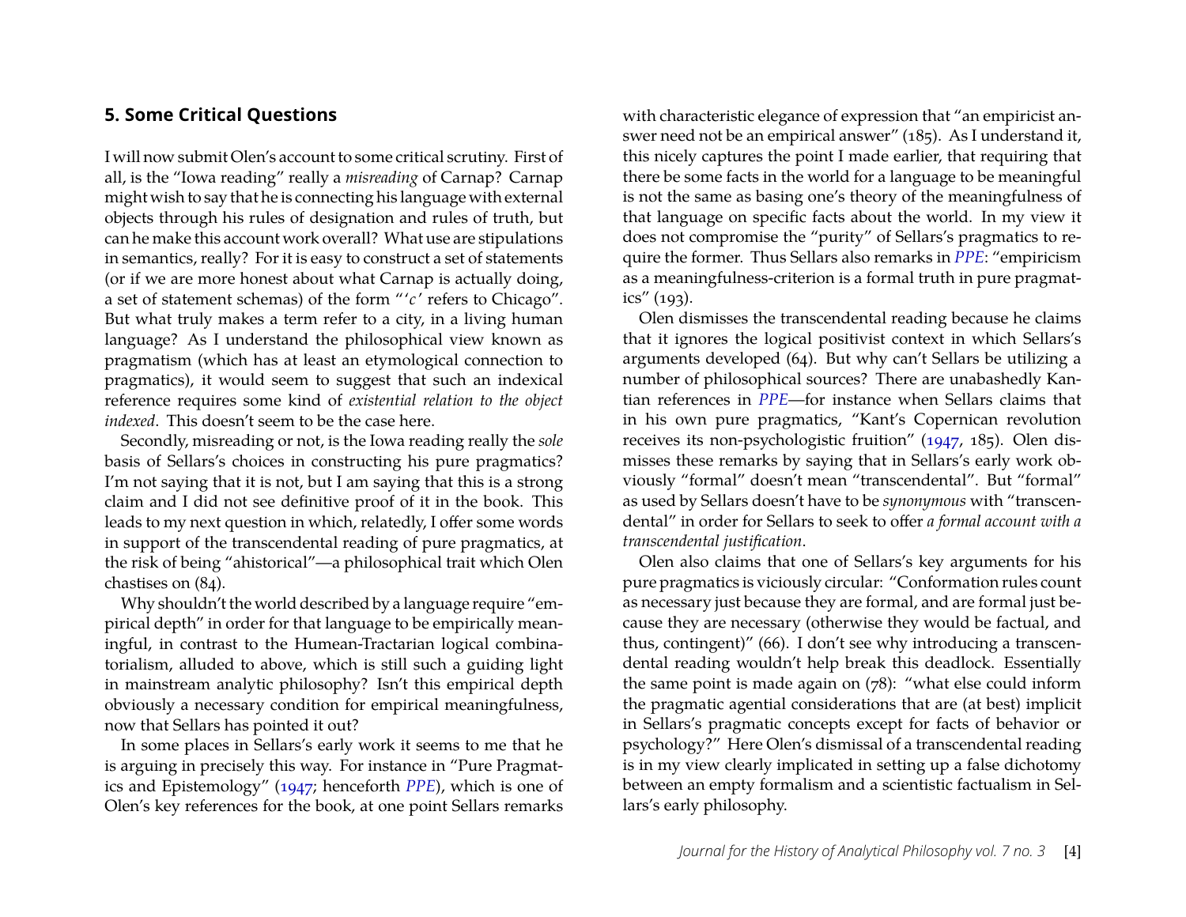## 5. Some Critical Questions

I will now submit Olen's account to some critical scrutiny. First of all, is the "Iowa reading" really a *misreading* of Carnap? Carnap might wish to say that he is connecting his language with external objects through his rules of designation and rules of truth, but can he make this account work overall? What use are stipulations in semantics, really? For it is easy to construct a set of statements (or if we are more honest about what Carnap is actually doing, a set of statement schemas) of the form "'*c*' refers to Chicago". But what truly makes a term refer to a city, in a living human language? As I understand the philosophical view known as pragmatism (which has at least an etymological connection to pragmatics), it would seem to suggest that such an indexical reference requires some kind of *existential relation to the object indexed*. This doesn't seem to be the case here.

Secondly, misreading or not, is the Iowa reading really the *sole* basis of Sellars's choices in constructing his pure pragmatics? I'm not saying that it is not, but I am saying that this is a strong claim and I did not see definitive proof of it in the book. This leads to my next question in which, relatedly, I offer some words in support of the transcendental reading of pure pragmatics, at the risk of being "ahistorical"—a philosophical trait which Olen chastises on (84).

Why shouldn't the world described by a language require "empirical depth" in order for that language to be empirically meaningful, in contrast to the Humean-Tractarian logical combinatorialism, alluded to above, which is still such a guiding light in mainstream analytic philosophy? Isn't this empirical depth obviously a necessary condition for empirical meaningfulness, now that Sellars has pointed it out?

In some places in Sellars's early work it seems to me that he is arguing in precisely this way. For instance in "Pure Pragmatics and Epistemology" (1947; henceforth *PPE*), which is one of Olen's key references for the book, at one point Sellars remarks with characteristic elegance of expression that "an empiricist answer need not be an empirical answer" (185). As I understand it, this nicely captures the point I made earlier, that requiring that there be some facts in the world for a language to be meaningful is not the same as basing one's theory of the meaningfulness of that language on specific facts about the world. In my view it does not compromise the "purity" of Sellars's pragmatics to require the former. Thus Sellars also remarks in *PPE*: "empiricism as a meaningfulness-criterion is a formal truth in pure pragmatics" (193).

Olen dismisses the transcendental reading because he claims that it ignores the logical positivist context in which Sellars's arguments developed (64). But why can't Sellars be utilizing a number of philosophical sources? There are unabashedly Kantian references in *PPE*—for instance when Sellars claims that in his own pure pragmatics, "Kant's Copernican revolution receives its non-psychologistic fruition" (1947, 185). Olen dismisses these remarks by saying that in Sellars's early work obviously "formal" doesn't mean "transcendental". But "formal" as used by Sellars doesn't have to be *synonymous* with "transcendental" in order for Sellars to seek to offer *a formal account with a transcendental justification*.

Olen also claims that one of Sellars's key arguments for his pure pragmatics is viciously circular: "Conformation rules count as necessary just because they are formal, and are formal just because they are necessary (otherwise they would be factual, and thus, contingent)" (66). I don't see why introducing a transcendental reading wouldn't help break this deadlock. Essentially the same point is made again on (78): "what else could inform the pragmatic agential considerations that are (at best) implicit in Sellars's pragmatic concepts except for facts of behavior or psychology?" Here Olen's dismissal of a transcendental reading is in my view clearly implicated in setting up a false dichotomy between an empty formalism and a scientistic factualism in Sellars's early philosophy.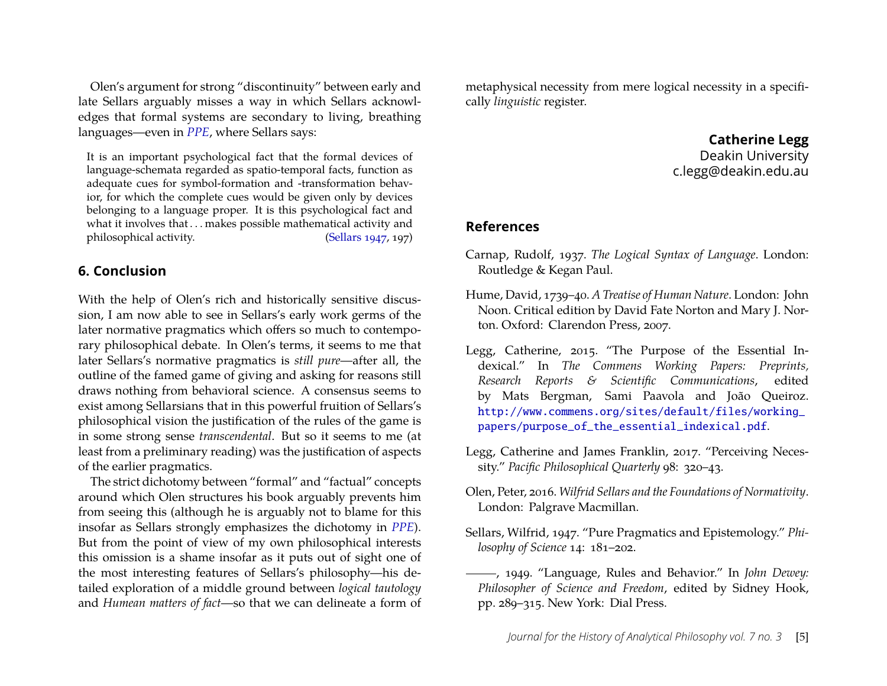Olen's argument for strong "discontinuity" between early and late Sellars arguably misses a way in which Sellars acknowledges that formal systems are secondary to living, breathing languages—even in *PPE*, where Sellars says:

> It is an important psychological fact that the formal devices of language-schemata regarded as spatio-temporal facts, function as adequate cues for symbol-formation and -transformation behavior, for which the complete cues would be given only by devices belonging to a language proper. It is this psychological fact and what it involves that . . . makes possible mathematical activity and philosophical activity. (Sellars 1947, 197)

## 6. Conclusion

With the help of Olen's rich and historically sensitive discussion, I am now able to see in Sellars's early work germs of the later normative pragmatics which offers so much to contemporary philosophical debate. In Olen's terms, it seems to me that later Sellars's normative pragmatics is *still pure*—after all, the outline of the famed game of giving and asking for reasons still draws nothing from behavioral science. A consensus seems to exist among Sellarsians that in this powerful fruition of Sellars's philosophical vision the justification of the rules of the game is in some strong sense *transcendental*. But so it seems to me (at least from a preliminary reading) was the justification of aspects of the earlier pragmatics.

The strict dichotomy between "formal" and "factual" concepts around which Olen structures his book arguably prevents him from seeing this (although he is arguably not to blame for this insofar as Sellars strongly emphasizes the dichotomy in *PPE*). But from the point of view of my own philosophical interests this omission is a shame insofar as it puts out of sight one of the most interesting features of Sellars's philosophy—his detailed exploration of a middle ground between *logical tautology* and *Humean matters of fact*—so that we can delineate a form of metaphysical necessity from mere logical necessity in a specifically *linguistic* register.

**Catherine Legg**
Deakin University
c.legg@deakin.edu.au

## References

Carnap, Rudolf, 1937. *The Logical Syntax of Language*. London: Routledge & Kegan Paul.

Hume, David, 1739–40. *A Treatise of Human Nature*. London: John Noon. Critical edition by David Fate Norton and Mary J. Norton. Oxford: Clarendon Press, 2007.

Legg, Catherine, 2015. "The Purpose of the Essential Indexical." In *The Commens Working Papers: Preprints, Research Reports & Scientific Communications*, edited by Mats Bergman, Sami Paavola and João Queiroz. http://www.commens.org/sites/default/files/working_papers/purpose_of_the_essential_indexical.pdf.

Legg, Catherine and James Franklin, 2017. "Perceiving Necessity." *Pacific Philosophical Quarterly* 98: 320–43.

Olen, Peter, 2016. *Wilfrid Sellars and the Foundations of Normativity*. London: Palgrave Macmillan.

Sellars, Wilfrid, 1947. "Pure Pragmatics and Epistemology." *Philosophy of Science* 14: 181–202.

———, 1949. "Language, Rules and Behavior." In *John Dewey: Philosopher of Science and Freedom*, edited by Sidney Hook, pp. 289–315. New York: Dial Press.